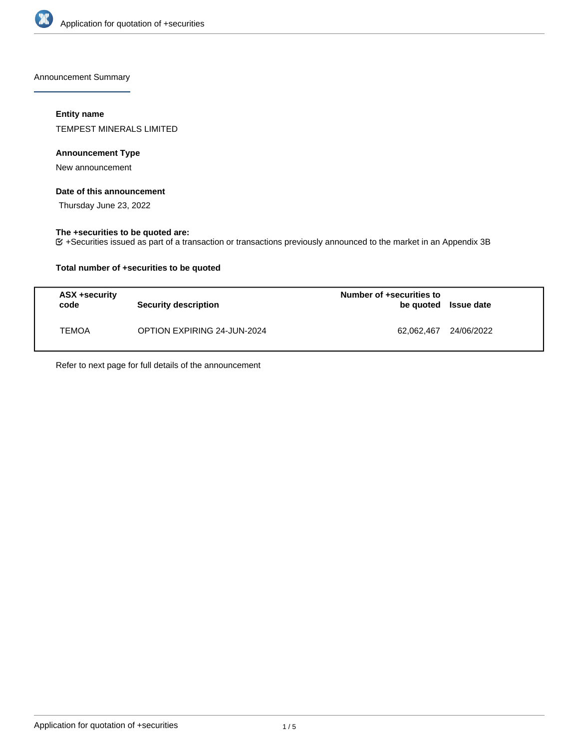Announcement Summary

**Entity name**

TEMPEST MINERALS LIMITED

**Announcement Type**

New announcement

**Date of this announcement**

Thursday June 23, 2022

**The +securities to be quoted are:**

+Securities issued as part of a transaction or transactions previously announced to the market in an Appendix 3B

**Total number of +securities to be quoted**

| ASX +security code | Security description | Number of +securities to be quoted | Issue date |
|---|---|---|---|
| TEMOA | OPTION EXPIRING 24-JUN-2024 | 62,062,467 | 24/06/2022 |

Refer to next page for full details of the announcement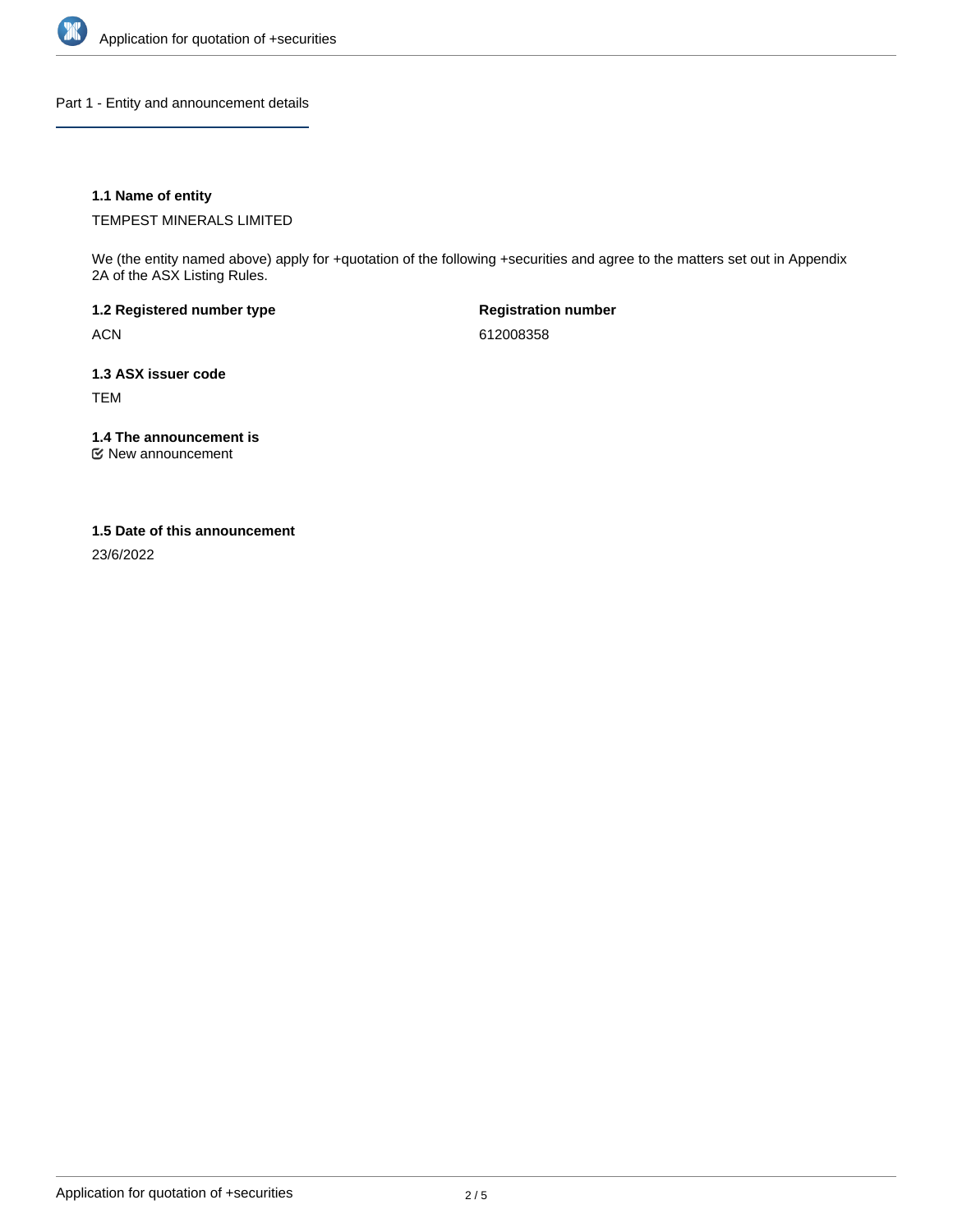## Part 1 - Entity and announcement details

### 1.1 Name of entity

TEMPEST MINERALS LIMITED

We (the entity named above) apply for +quotation of the following +securities and agree to the matters set out in Appendix 2A of the ASX Listing Rules.

**1.2 Registered number type**

ACN

**Registration number**

612008358

### 1.3 ASX issuer code

TEM

### 1.4 The announcement is

☑ New announcement

### 1.5 Date of this announcement

23/6/2022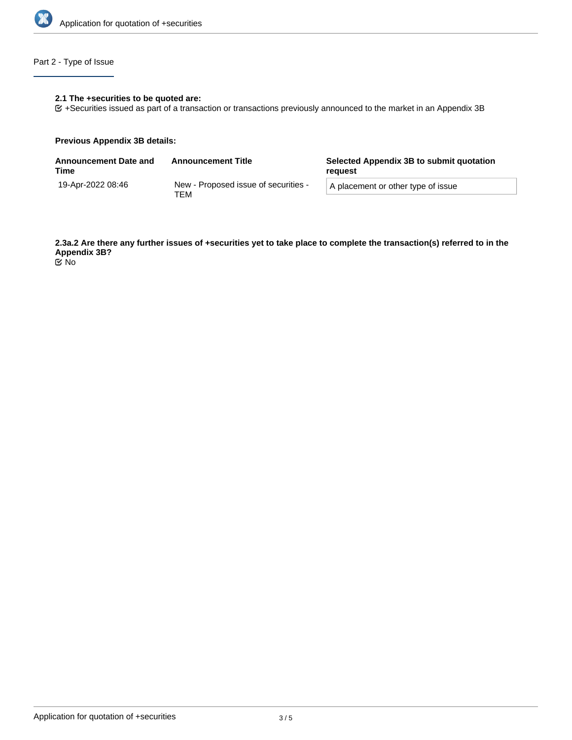## Part 2 - Type of Issue

**2.1 The +securities to be quoted are:**

☑ +Securities issued as part of a transaction or transactions previously announced to the market in an Appendix 3B

**Previous Appendix 3B details:**

| Announcement Date and Time | Announcement Title | Selected Appendix 3B to submit quotation request |
| --- | --- | --- |
| 19-Apr-2022 08:46 | New - Proposed issue of securities - TEM | A placement or other type of issue |

**2.3a.2 Are there any further issues of +securities yet to take place to complete the transaction(s) referred to in the Appendix 3B?**

☑ No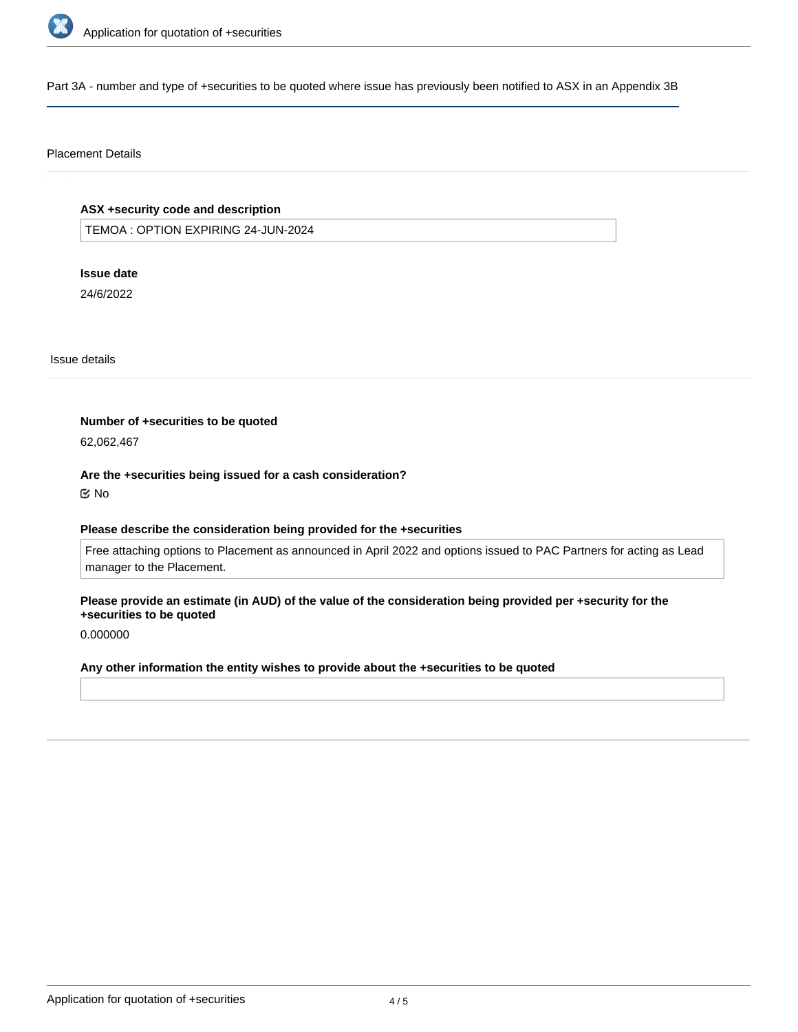Part 3A - number and type of +securities to be quoted where issue has previously been notified to ASX in an Appendix 3B

Placement Details

**ASX +security code and description**

TEMOA : OPTION EXPIRING 24-JUN-2024

**Issue date**

24/6/2022

Issue details

**Number of +securities to be quoted**

62,062,467

**Are the +securities being issued for a cash consideration?**

No

**Please describe the consideration being provided for the +securities**

Free attaching options to Placement as announced in April 2022 and options issued to PAC Partners for acting as Lead manager to the Placement.

**Please provide an estimate (in AUD) of the value of the consideration being provided per +security for the +securities to be quoted**

0.000000

**Any other information the entity wishes to provide about the +securities to be quoted**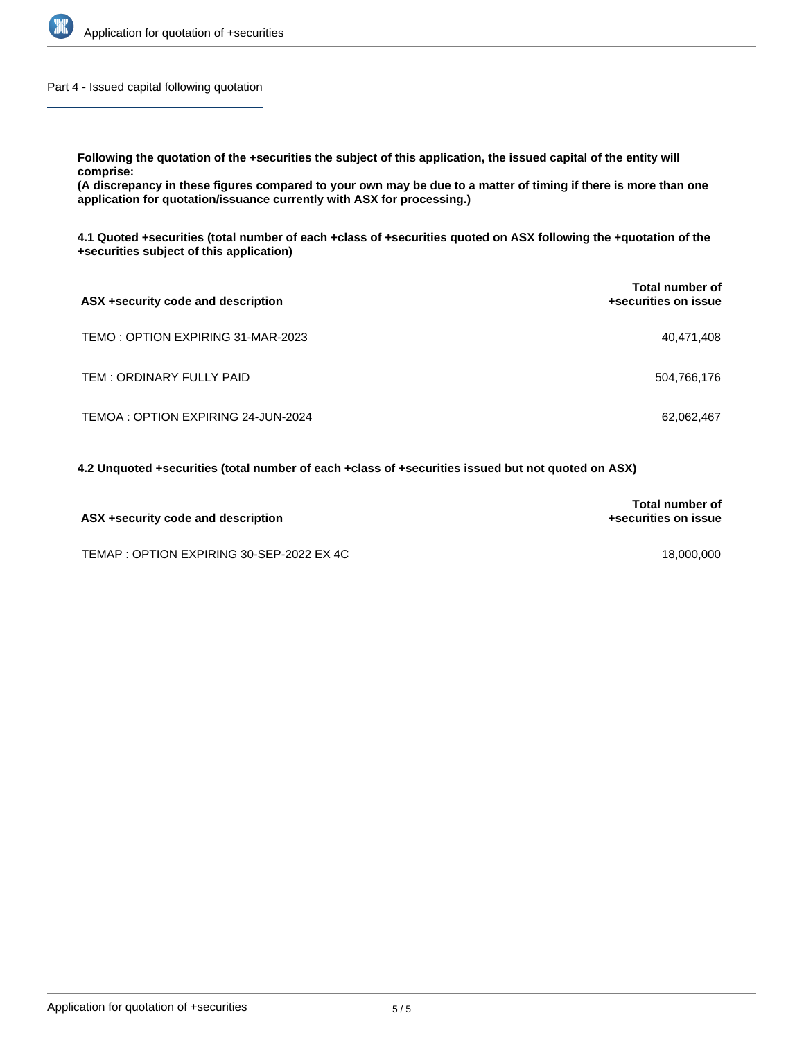## Part 4 - Issued capital following quotation

**Following the quotation of the +securities the subject of this application, the issued capital of the entity will comprise:**
**(A discrepancy in these figures compared to your own may be due to a matter of timing if there is more than one application for quotation/issuance currently with ASX for processing.)**

**4.1 Quoted +securities (total number of each +class of +securities quoted on ASX following the +quotation of the +securities subject of this application)**

| ASX +security code and description | Total number of +securities on issue |
| --- | --- |
| TEMO : OPTION EXPIRING 31-MAR-2023 | 40,471,408 |
| TEM : ORDINARY FULLY PAID | 504,766,176 |
| TEMOA : OPTION EXPIRING 24-JUN-2024 | 62,062,467 |

**4.2 Unquoted +securities (total number of each +class of +securities issued but not quoted on ASX)**

| ASX +security code and description | Total number of +securities on issue |
| --- | --- |
| TEMAP : OPTION EXPIRING 30-SEP-2022 EX 4C | 18,000,000 |